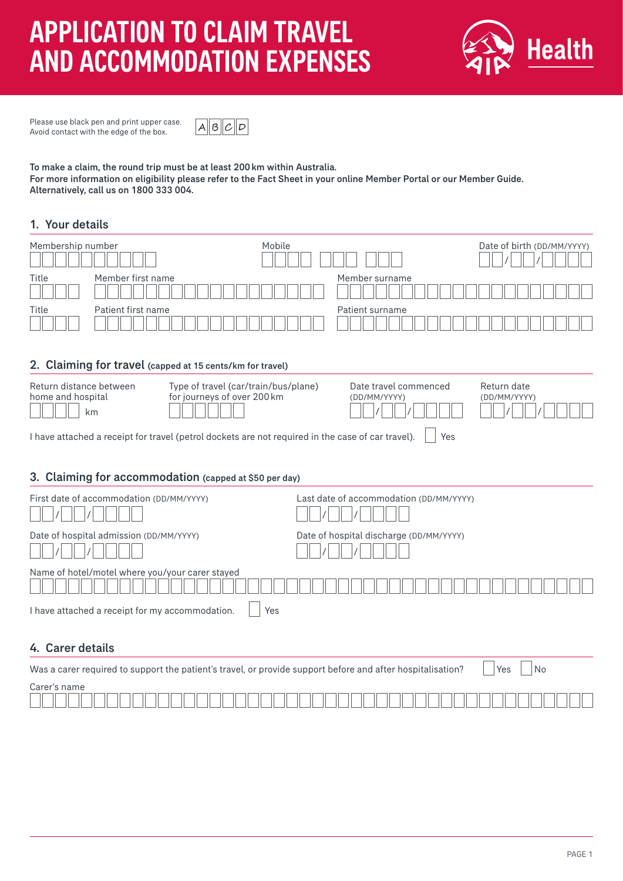# APPLICATION TO CLAIM TRAVEL AND ACCOMMODATION EXPENSES

AIA Health

Please use black pen and print upper case.
Avoid contact with the edge of the box.

A B C D

**To make a claim, the round trip must be at least 200 km within Australia.**
**For more information on eligibility please refer to the Fact Sheet in your online Member Portal or our Member Guide.**
**Alternatively, call us on 1800 333 004.**

## 1. Your details

Membership number

Mobile

Date of birth (DD/MM/YYYY) \_\_/\_\_/\_\_\_\_

Title

Member first name

Member surname

Title

Patient first name

Patient surname

## 2. Claiming for travel (capped at 15 cents/km for travel)

Return distance between home and hospital \_\_\_\_ km

Type of travel (car/train/bus/plane) for journeys of over 200 km

Date travel commenced (DD/MM/YYYY) \_\_/\_\_/\_\_\_\_

Return date (DD/MM/YYYY) \_\_/\_\_/\_\_\_\_

I have attached a receipt for travel (petrol dockets are not required in the case of car travel). ☐ Yes

## 3. Claiming for accommodation (capped at $50 per day)

First date of accommodation (DD/MM/YYYY) \_\_/\_\_/\_\_\_\_

Last date of accommodation (DD/MM/YYYY) \_\_/\_\_/\_\_\_\_

Date of hospital admission (DD/MM/YYYY) \_\_/\_\_/\_\_\_\_

Date of hospital discharge (DD/MM/YYYY) \_\_/\_\_/\_\_\_\_

Name of hotel/motel where you/your carer stayed

I have attached a receipt for my accommodation. ☐ Yes

## 4. Carer details

Was a carer required to support the patient's travel, or provide support before and after hospitalisation? ☐ Yes ☐ No

Carer's name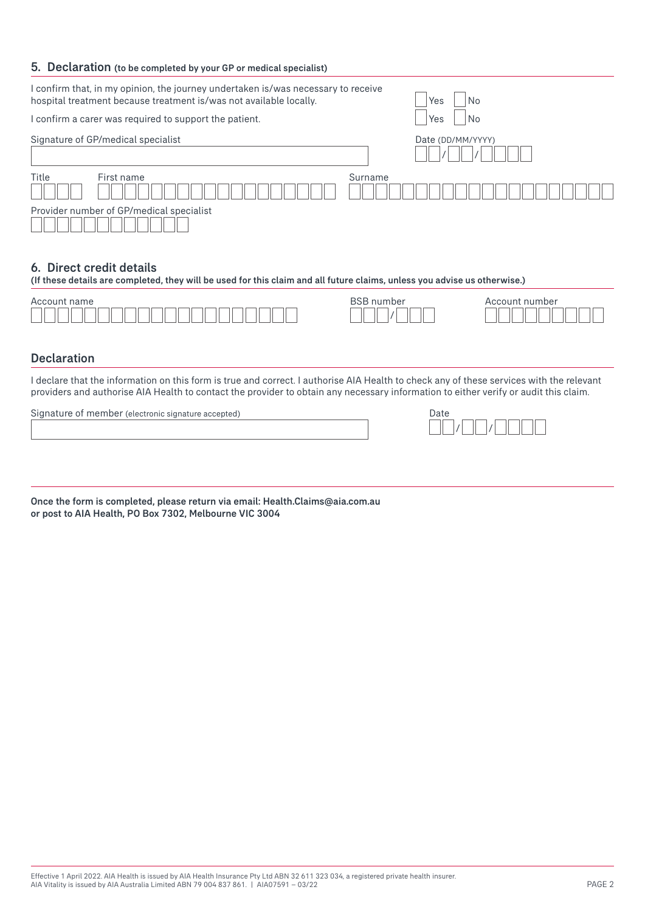## 5. Declaration (to be completed by your GP or medical specialist)

I confirm that, in my opinion, the journey undertaken is/was necessary to receive hospital treatment because treatment is/was not available locally. ☐ Yes ☐ No

I confirm a carer was required to support the patient. ☐ Yes ☐ No

Signature of GP/medical specialist

Date (DD/MM/YYYY) __ __ / __ __ / __ __ __ __

Title

First name

Surname

Provider number of GP/medical specialist

## 6. Direct credit details

**(If these details are completed, they will be used for this claim and all future claims, unless you advise us otherwise.)**

Account name

BSB number ___ / ___

Account number

## Declaration

I declare that the information on this form is true and correct. I authorise AIA Health to check any of these services with the relevant providers and authorise AIA Health to contact the provider to obtain any necessary information to either verify or audit this claim.

Signature of member (electronic signature accepted)

Date __ __ / __ __ / __ __ __ __

**Once the form is completed, please return via email: Health.Claims@aia.com.au or post to AIA Health, PO Box 7302, Melbourne VIC 3004**

Effective 1 April 2022. AIA Health is issued by AIA Health Insurance Pty Ltd ABN 32 611 323 034, a registered private health insurer. AIA Vitality is issued by AIA Australia Limited ABN 79 004 837 861. | AIA07591 – 03/22